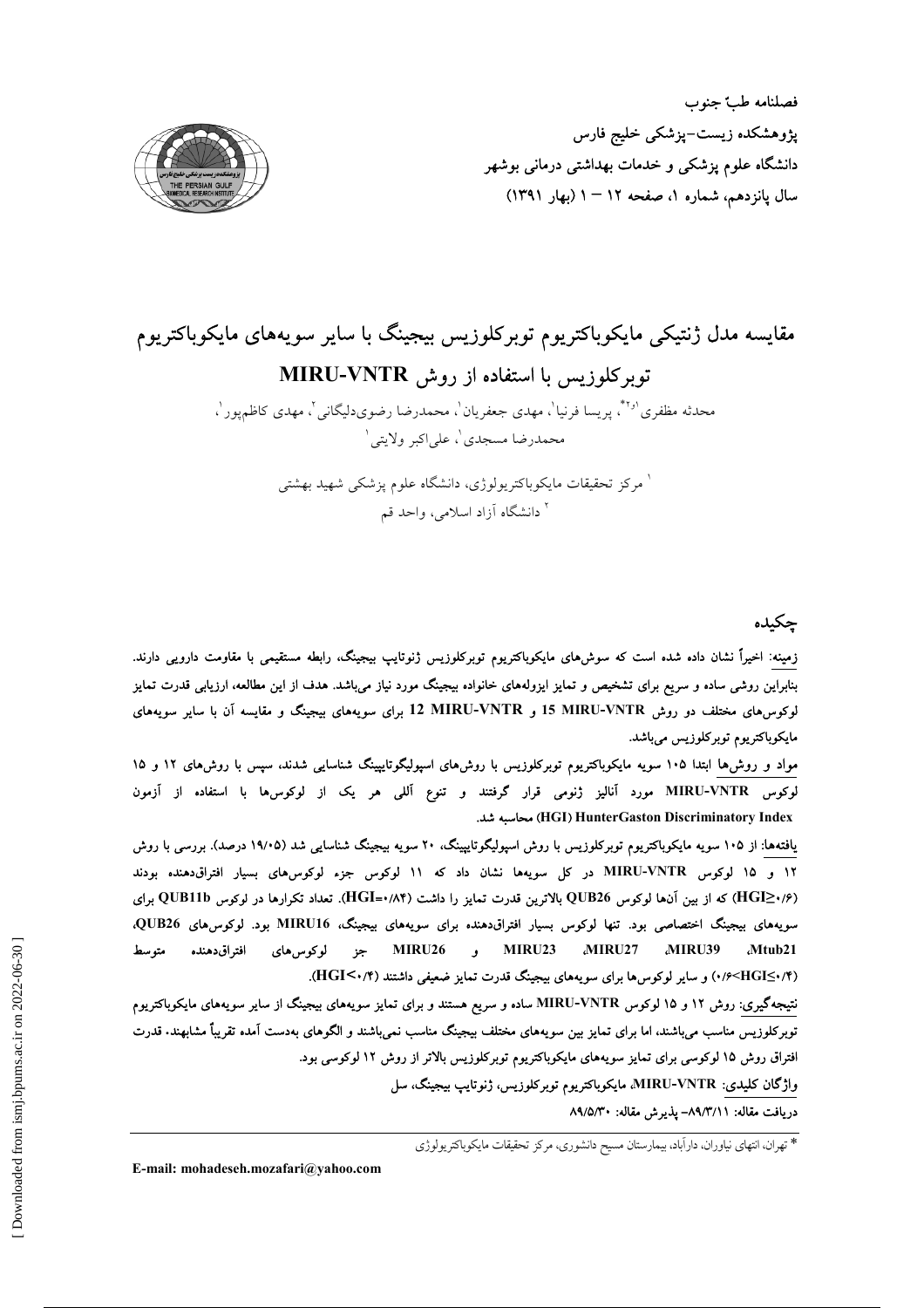فصلنامه طبّ جنوب
پژوهشکده زیست-پزشکی خلیج فارس
دانشگاه علوم پزشکی و خدمات بهداشتی درمانی بوشهر
سال پانزدهم، شماره ۱، صفحه ۱۲ – ۱ (بهار ۱۳۹۱)

# مقایسه مدل ژنتیکی مایکوباکتریوم توبرکلوزیس بیجینگ با سایر سویه‌های مایکوباکتریوم توبرکلوزیس با استفاده از روش MIRU-VNTR

محدثه مظفری[۱،۲*]، پریسا فرنیا[۱]، مهدی جعفریان[۱]، محمدرضا رضوی‌دلیگانی[۲]، مهدی کاظم‌پور[۱]، محمدرضا مسجدی[۱]، علی‌اکبر ولایتی[۱]

[۱] مرکز تحقیقات مایکوباکتریولوژی، دانشگاه علوم پزشکی شهید بهشتی

[۲] دانشگاه آزاد اسلامی، واحد قم

## چکیده

زمینه: اخیراً نشان داده شده است که سوش‌های مایکوباکتریوم توبرکلوزیس ژنوتایپ بیجینگ، رابطه مستقیمی با مقاومت دارویی دارند. بنابراین روشی ساده و سریع برای تشخیص و تمایز ایزوله‌های خانواده بیجینگ مورد نیاز می‌باشد. هدف از این مطالعه، ارزیابی قدرت تمایز لوکوس‌های مختلف دو روش MIRU-VNTR 15 و MIRU-VNTR 12 برای سویه‌های بیجینگ و مقایسه آن با سایر سویه‌های مایکوباکتریوم توبرکلوزیس می‌باشد.

مواد و روش‌ها: ابتدا ۱۰۵ سویه مایکوباکتریوم توبرکلوزیس با روش‌های اسپولیگوتایپینگ شناسایی شدند، سپس با روش‌های ۱۲ و ۱۵ لوکوس MIRU-VNTR مورد آنالیز ژنومی قرار گرفتند و تنوع آللی هر یک از لوکوس‌ها با استفاده از آزمون HunterGaston Discriminatory Index (HGI) محاسبه شد.

یافته‌ها: از ۱۰۵ سویه مایکوباکتریوم توبرکلوزیس با روش اسپولیگوتایپینگ، ۲۰ سویه بیجینگ شناسایی شد (۱۹/۰۵ درصد). بررسی با روش ۱۲ و ۱۵ لوکوس MIRU-VNTR در کل سویه‌ها نشان داد که ۱۱ لوکوس جزء لوکوس‌های بسیار افتراق‌دهنده بودند (HGI≥۰/۶) که از بین آن‌ها لوکوس QUB26 بالاترین قدرت تمایز را داشت (HGI=۰/۸۴). تعداد تکرارها در لوکوس QUB11b برای سویه‌های بیجینگ اختصاصی بود. تنها لوکوس بسیار افتراق‌دهنده برای سویه‌های بیجینگ، MIRU16 بود. لوکوس‌های QUB26، Mtub21، MIRU39، MIRU27، MIRU23 و MIRU26 جز لوکوس‌های افتراق‌دهنده متوسط (۰/۶>HGI≥۰/۴) و سایر لوکوس‌ها برای سویه‌های بیجینگ قدرت تمایز ضعیفی داشتند (HGI<۰/۴).

نتیجه‌گیری: روش ۱۲ و ۱۵ لوکوس MIRU-VNTR ساده و سریع هستند و برای تمایز سویه‌های بیجینگ از سایر سویه‌های مایکوباکتریوم توبرکلوزیس مناسب می‌باشند، اما برای تمایز بین سویه‌های مختلف بیجینگ مناسب نمی‌باشند و الگوهای به‌دست آمده تقریباً مشابهند. قدرت افتراق روش ۱۵ لوکوسی برای تمایز سویه‌های مایکوباکتریوم توبرکلوزیس بالاتر از روش ۱۲ لوکوسی بود.

واژگان کلیدی: MIRU-VNTR، مایکوباکتریوم توبرکلوزیس، ژنوتایپ بیجینگ، سل

دریافت مقاله: ۸۹/۳/۱۱ – پذیرش مقاله: ۸۹/۵/۳۰

---

* تهران، انتهای نیاوران، دارآباد، بیمارستان مسیح دانشوری، مرکز تحقیقات مایکوباکتریولوژی

E-mail: mohadeseh.mozafari@yahoo.com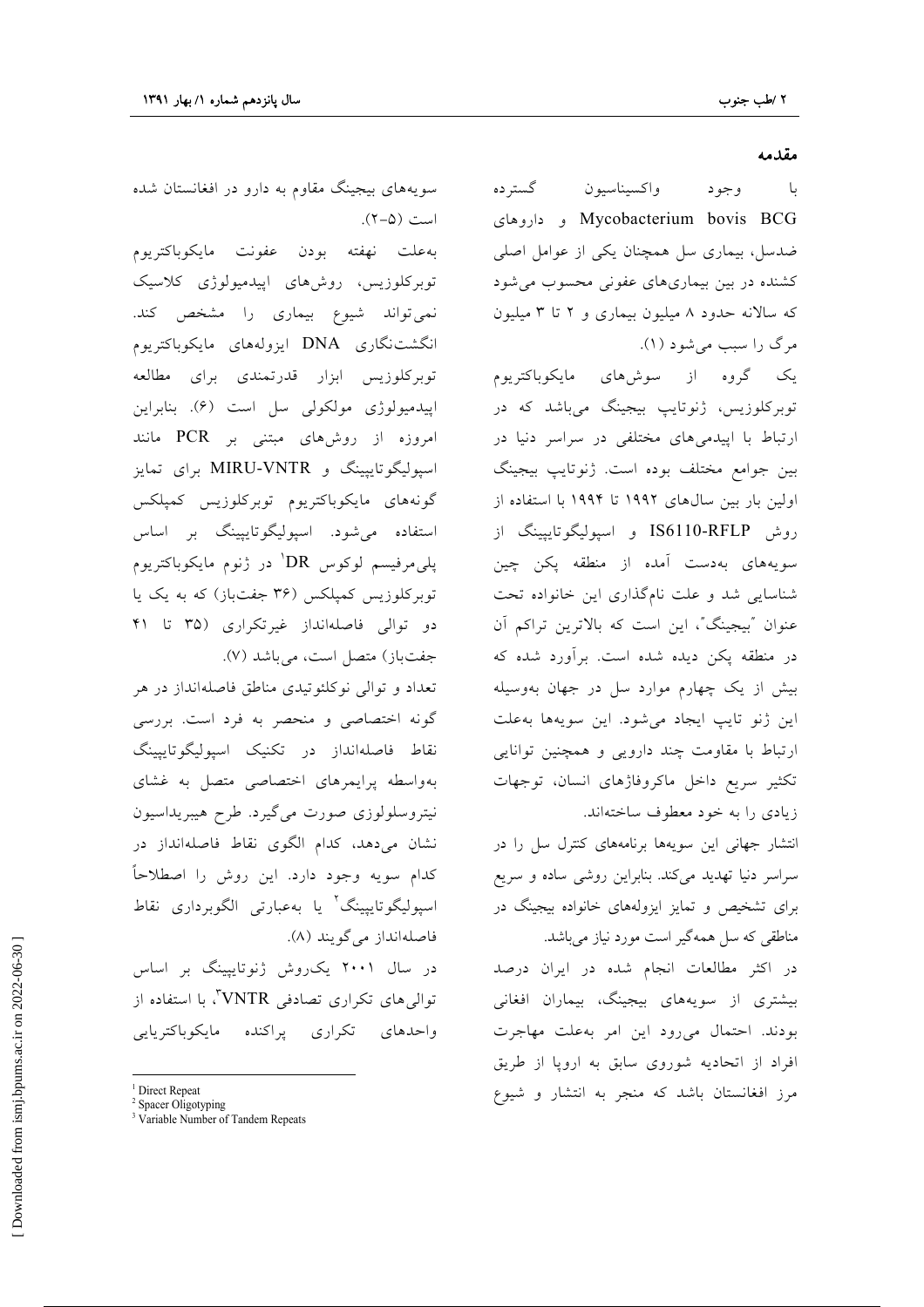## مقدمه

با وجود واکسیناسیون گسترده Mycobacterium bovis BCG و داروهای ضدسل، بیماری سل همچنان یکی از عوامل اصلی کشنده در بین بیماری‌های عفونی محسوب می‌شود که سالانه حدود ۸ میلیون بیماری و ۲ تا ۳ میلیون مرگ را سبب می‌شود (۱).

یک گروه از سوش‌های مایکوباکتریوم توبرکلوزیس، ژنوتایپ بیجینگ می‌باشد که در ارتباط با اپیدمی‌های مختلفی در سراسر دنیا در بین جوامع مختلف بوده است. ژنوتایپ بیجینگ اولین بار بین سال‌های ۱۹۹۲ تا ۱۹۹۴ با استفاده از روش IS6110-RFLP و اسپولیگوتایپینگ از سویه‌های به‌دست آمده از منطقه پکن چین شناسایی شد و علت نام‌گذاری این خانواده تحت عنوان "بیجینگ"، این است که بالاترین تراکم آن در منطقه پکن دیده شده است. برآورد شده که بیش از یک چهارم موارد سل در جهان به‌وسیله این ژنو تایپ ایجاد می‌شود. این سویه‌ها به‌علت ارتباط با مقاومت چند دارویی و همچنین توانایی تکثیر سریع داخل ماکروفاژهای انسان، توجهات زیادی را به خود معطوف ساخته‌اند.

انتشار جهانی این سویه‌ها برنامه‌های کنترل سل را در سراسر دنیا تهدید می‌کند. بنابراین روشی ساده و سریع برای تشخیص و تمایز ایزوله‌های خانواده بیجینگ در مناطقی که سل همه‌گیر است مورد نیاز می‌باشد.

در اکثر مطالعات انجام شده در ایران درصد بیشتری از سویه‌های بیجینگ، بیماران افغانی بودند. احتمال می‌رود این امر به‌علت مهاجرت افراد از اتحادیه شوروی سابق به اروپا از طریق مرز افغانستان باشد که منجر به انتشار و شیوع سویه‌های بیجینگ مقاوم به دارو در افغانستان شده است (۵-۲).

به‌علت نهفته بودن عفونت مایکوباکتریوم توبرکلوزیس، روش‌های اپیدمیولوژی کلاسیک نمی‌تواند شیوع بیماری را مشخص کند. انگشت‌نگاری DNA ایزوله‌های مایکوباکتریوم توبرکلوزیس ابزار قدرتمندی برای مطالعه اپیدمیولوژی مولکولی سل است (۶). بنابراین امروزه از روش‌های مبتنی بر PCR مانند اسپولیگوتایپینگ و MIRU-VNTR برای تمایز گونه‌های مایکوباکتریوم توبرکلوزیس کمپلکس استفاده می‌شود. اسپولیگوتایپینگ بر اساس پلی‌مرفیسم لوکوس DR[1] در ژنوم مایکوباکتریوم توبرکلوزیس کمپلکس (۳۶ جفت‌باز) که به یک یا دو توالی فاصله‌انداز غیرتکراری (۳۵ تا ۴۱ جفت‌باز) متصل است، می‌باشد (۷).

تعداد و توالی نوکلئوتیدی مناطق فاصله‌انداز در هر گونه اختصاصی و منحصر به فرد است. بررسی نقاط فاصله‌انداز در تکنیک اسپولیگوتایپینگ به‌واسطه پرایمرهای اختصاصی متصل به غشای نیتروسلولوزی صورت می‌گیرد. طرح هیبریداسیون نشان می‌دهد، کدام الگوی نقاط فاصله‌انداز در کدام سویه وجود دارد. این روش را اصطلاحاً اسپولیگوتایپینگ[2] یا به‌عبارتی الگوبرداری نقاط فاصله‌انداز می‌گویند (۸).

در سال ۲۰۰۱ یک‌روش ژنوتایپینگ بر اساس توالی‌های تکراری تصادفی VNTR[3]، با استفاده از واحدهای تکراری پراکنده مایکوباکتریایی

---

[1] Direct Repeat

[2] Spacer Oligotyping

[3] Variable Number of Tandem Repeats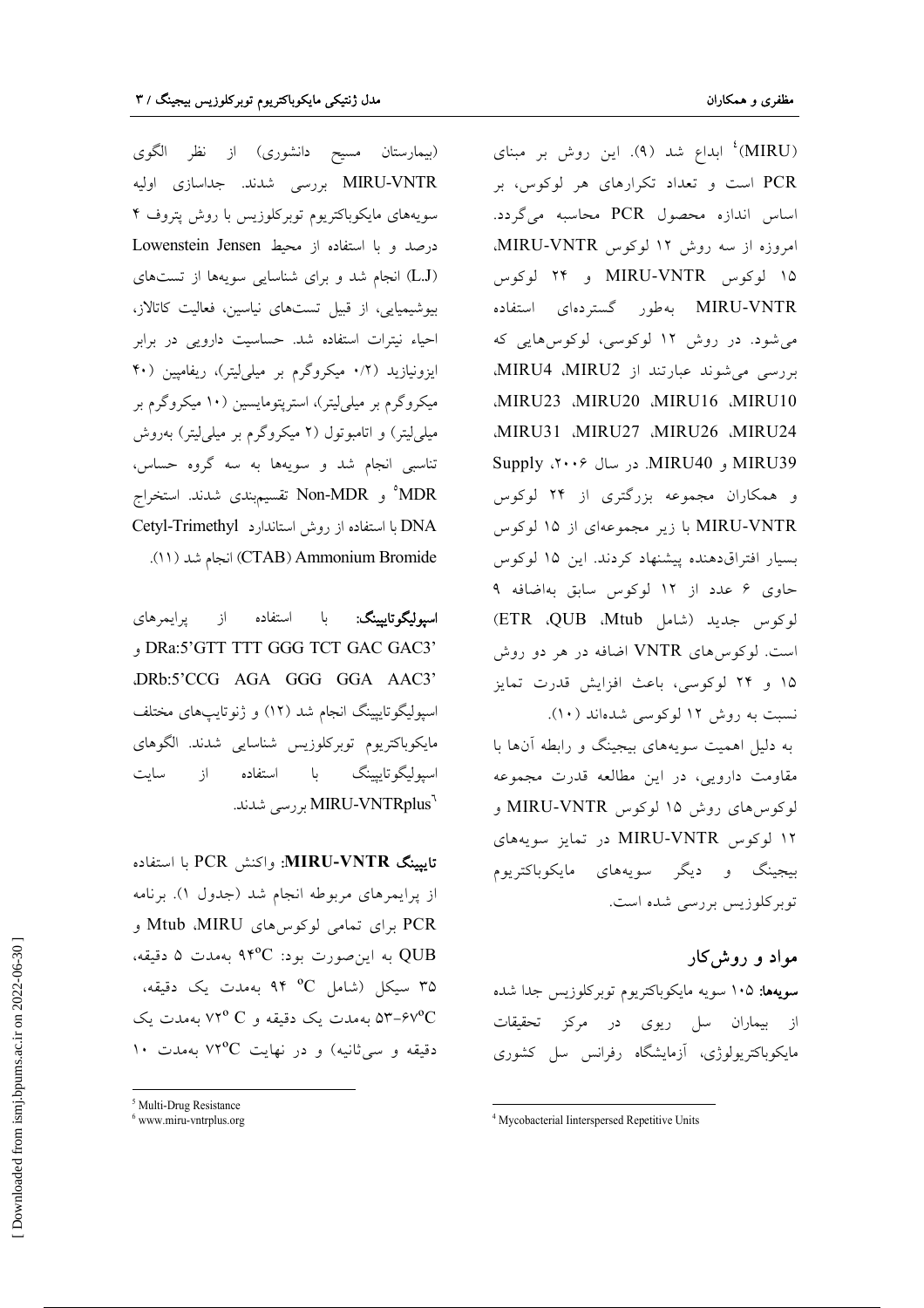(MIRU)[4] ابداع شد (۹). این روش بر مبنای PCR است و تعداد تکرارهای هر لوکوس، بر اساس اندازه محصول PCR محاسبه می‌گردد. امروزه از سه روش ۱۲ لوکوس MIRU-VNTR، ۱۵ لوکوس MIRU-VNTR و ۲۴ لوکوس MIRU-VNTR به‌طور گسترده‌ای استفاده می‌شود. در روش ۱۲ لوکوسی، لوکوس‌هایی که بررسی می‌شوند عبارتند از MIRU2، MIRU4، MIRU10، MIRU16، MIRU20، MIRU23، MIRU24، MIRU26، MIRU27، MIRU31، MIRU39 و MIRU40. در سال ۲۰۰۶، Supply و همکاران مجموعه بزرگتری از ۲۴ لوکوس MIRU-VNTR با زیر مجموعه‌ای از ۱۵ لوکوس بسیار افتراق‌دهنده پیشنهاد کردند. این ۱۵ لوکوس حاوی ۶ عدد از ۱۲ لوکوس سابق به‌اضافه ۹ لوکوس جدید (شامل ETR ،QUB ،Mtub) است. لوکوس‌های VNTR اضافه در هر دو روش ۱۵ و ۲۴ لوکوسی، باعث افزایش قدرت تمایز نسبت به روش ۱۲ لوکوسی شده‌اند (۱۰).

به دلیل اهمیت سویه‌های بیجینگ و رابطه آن‌ها با مقاومت دارویی، در این مطالعه قدرت مجموعه لوکوس‌های روش ۱۵ لوکوس MIRU-VNTR و ۱۲ لوکوس MIRU-VNTR در تمایز سویه‌های بیجینگ و دیگر سویه‌های مایکوباکتریوم توبرکلوزیس بررسی شده است.

## مواد و روش‌کار

**سویه‌ها:** ۱۰۵ سویه مایکوباکتریوم توبرکلوزیس جدا شده از بیماران سل ریوی در مرکز تحقیقات مایکوباکتریولوژی، آزمایشگاه رفرانس سل کشوری (بیمارستان مسیح دانشوری) از نظر الگوی MIRU-VNTR بررسی شدند. جداسازی اولیه سویه‌های مایکوباکتریوم توبرکلوزیس با روش پتروف ۴ درصد و با استفاده از محیط Lowenstein Jensen (L.J) انجام شد و برای شناسایی سویه‌ها از تست‌های بیوشیمیایی، از قبیل تست‌های نیاسین، فعالیت کاتالاز، احیاء نیترات استفاده شد. حساسیت دارویی در برابر ایزونیازید (۰/۲ میکروگرم بر میلی‌لیتر)، ریفامپین (۴۰ میکروگرم بر میلی‌لیتر)، استرپتومایسین (۱۰ میکروگرم بر میلی‌لیتر) و اتامبوتول (۲ میکروگرم بر میلی‌لیتر) به‌روش تناسبی انجام شد و سویه‌ها به سه گروه حساس، MDR[5] و Non-MDR تقسیم‌بندی شدند. استخراج DNA با استفاده از روش استاندارد Cetyl-Trimethyl Ammonium Bromide (CTAB) انجام شد (۱۱).

**اسپولیگوتایپینگ:** با استفاده از پرایمرهای DRa:5'GTT TTT GGG TCT GAC GAC3' و DRb:5'CCG AGA GGG GGA AAC3'، اسپولیگوتایپینگ انجام شد (۱۲) و ژنوتایپ‌های مختلف مایکوباکتریوم توبرکلوزیس شناسایی شدند. الگوهای اسپولیگوتایپینگ با استفاده از سایت MIRU-VNTRplus[6] بررسی شدند.

**تایپینگ MIRU-VNTR:** واکنش PCR با استفاده از پرایمرهای مربوطه انجام شد (جدول ۱). برنامه PCR برای تمامی لوکوس‌های MIRU، Mtub و QUB به این‌صورت بود: 94°C به‌مدت ۵ دقیقه، ۳۵ سیکل (شامل 94 °C به‌مدت یک دقیقه، 53-67°C به‌مدت یک دقیقه و 72° C به‌مدت یک دقیقه و سی‌ثانیه) و در نهایت 72°C به‌مدت ۱۰

---

[4] Mycobacterial Iinterspersed Repetitive Units

[5] Multi-Drug Resistance

[6] www.miru-vntrplus.org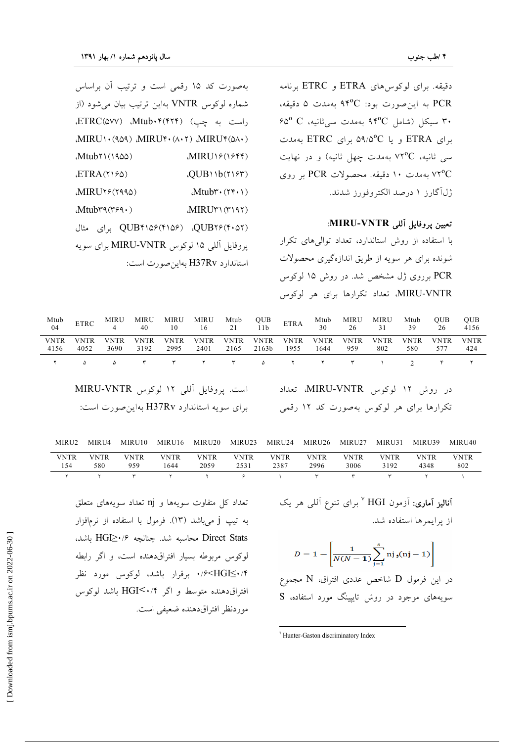دقیقه. برای لوکوس‌های ETRA و ETRC برنامه PCR به این‌صورت بود: $94^oC$ به‌مدت ۵ دقیقه، ۳۰ سیکل (شامل $94^oC$ به‌مدت سی‌ثانیه، $65^o C$ برای ETRA و یا $59/5^oC$ برای ETRC به‌مدت سی ثانیه، $72^oC$ به‌مدت چهل ثانیه) و در نهایت $72^oC$ به‌مدت ۱۰ دقیقه. محصولات PCR بر روی ژل‌آگارز ۱ درصد الکتروفورز شدند.

**تعیین پروفایل آللی MIRU-VNTR:**

با استفاده از روش استاندارد، تعداد توالی‌های تکرار شونده برای هر سویه از طریق اندازه‌گیری محصولات PCR برروی ژل مشخص شد. در روش ۱۵ لوکوس MIRU-VNTR، تعداد تکرارها برای هر لوکوس به‌صورت کد ۱۵ رقمی است و ترتیب آن براساس شماره لوکوس VNTR به‌این ترتیب بیان می‌شود (از راست به چپ) ETRC(۵۷۷)، Mtub۰۴(۴۲۴)، MIRU۴(۵۸۰)، MIRU۴۰(۸۰۲)، MIRU۱۰(۹۵۹)، MIRU۱۶(۱۶۴۴)، Mtub۲۱(۱۹۵۵)، QUB۱۱b(۲۱۶۳)، ETRA(۲۱۶۵)، Mtub۳۰(۲۴۰۱)، MIRU۲۶(۲۹۹۵)، MIRU۳۱(۳۱۹۲)، Mtub۳۹(۳۶۹۰)، QUB۲۶(۴۰۵۲)، QUB۴۱۵۶(۴۱۵۶) برای مثال پروفایل آللی ۱۵ لوکوس MIRU-VNTR برای سویه استاندارد H37Rv به‌این‌صورت است:

| Mtub 04 | ETRC | MIRU 4 | MIRU 40 | MIRU 10 | MIRU 16 | Mtub 21 | QUB 11b | ETRA | Mtub 30 | MIRU 26 | MIRU 31 | Mtub 39 | QUB 26 | QUB 4156 |
|---|---|---|---|---|---|---|---|---|---|---|---|---|---|---|
| VNTR 4156 | VNTR 4052 | VNTR 3690 | VNTR 3192 | VNTR 2995 | VNTR 2401 | VNTR 2165 | VNTR 2163b | VNTR 1955 | VNTR 1644 | VNTR 959 | VNTR 802 | VNTR 580 | VNTR 577 | VNTR 424 |
| ۲ | ۵ | ۵ | ۳ | ۳ | ۲ | ۳ | ۵ | ۲ | ۲ | ۳ | ۱ | 2 | ۴ | ۲ |

در روش ۱۲ لوکوس MIRU-VNTR، تعداد تکرارها برای هر لوکوس به‌صورت کد ۱۲ رقمی است. پروفایل آللی ۱۲ لوکوس MIRU-VNTR برای سویه استاندارد H37Rv به‌این‌صورت است:

| MIRU2 | MIRU4 | MIRU10 | MIRU16 | MIRU20 | MIRU23 | MIRU24 | MIRU26 | MIRU27 | MIRU31 | MIRU39 | MIRU40 |
|---|---|---|---|---|---|---|---|---|---|---|---|
| VNTR 154 | VNTR 580 | VNTR 959 | VNTR 1644 | VNTR 2059 | VNTR 2531 | VNTR 2387 | VNTR 2996 | VNTR 3006 | VNTR 3192 | VNTR 4348 | VNTR 802 |
| ۲ | ۲ | ۳ | ۲ | ۲ | ۶ | ۱ | ۳ | ۳ | ۳ | ۲ | ۱ |

**آنالیز آماری:** آزمون HGI [7] برای تنوع آللی هر یک از پرایمرها استفاده شد.

$$D = 1 - \left[\frac{1}{N(N-1)}\sum_{j=1}^{s} nj_{,}(nj-1)\right]$$

در این فرمول D شاخص عددی افتراق، N مجموع سویه‌های موجود در روش تایپینگ مورد استفاده، S تعداد کل متفاوت سویه‌ها و nj تعداد سویه‌های متعلق به تیپ j می‌باشد (۱۳). فرمول با استفاده از نرم‌افزار Direct Stats محاسبه شد. چنانچه HGI≥۰/۶ باشد، لوکوس مربوطه بسیار افتراق‌دهنده است، و اگر رابطه ۰/۶>HGI≥۰/۴ برقرار باشد، لوکوس مورد نظر افتراق‌دهنده متوسط و اگر HGI<۰/۴ باشد لوکوس موردنظر افتراق‌دهنده ضعیفی است.

[7] Hunter-Gaston discriminatory Index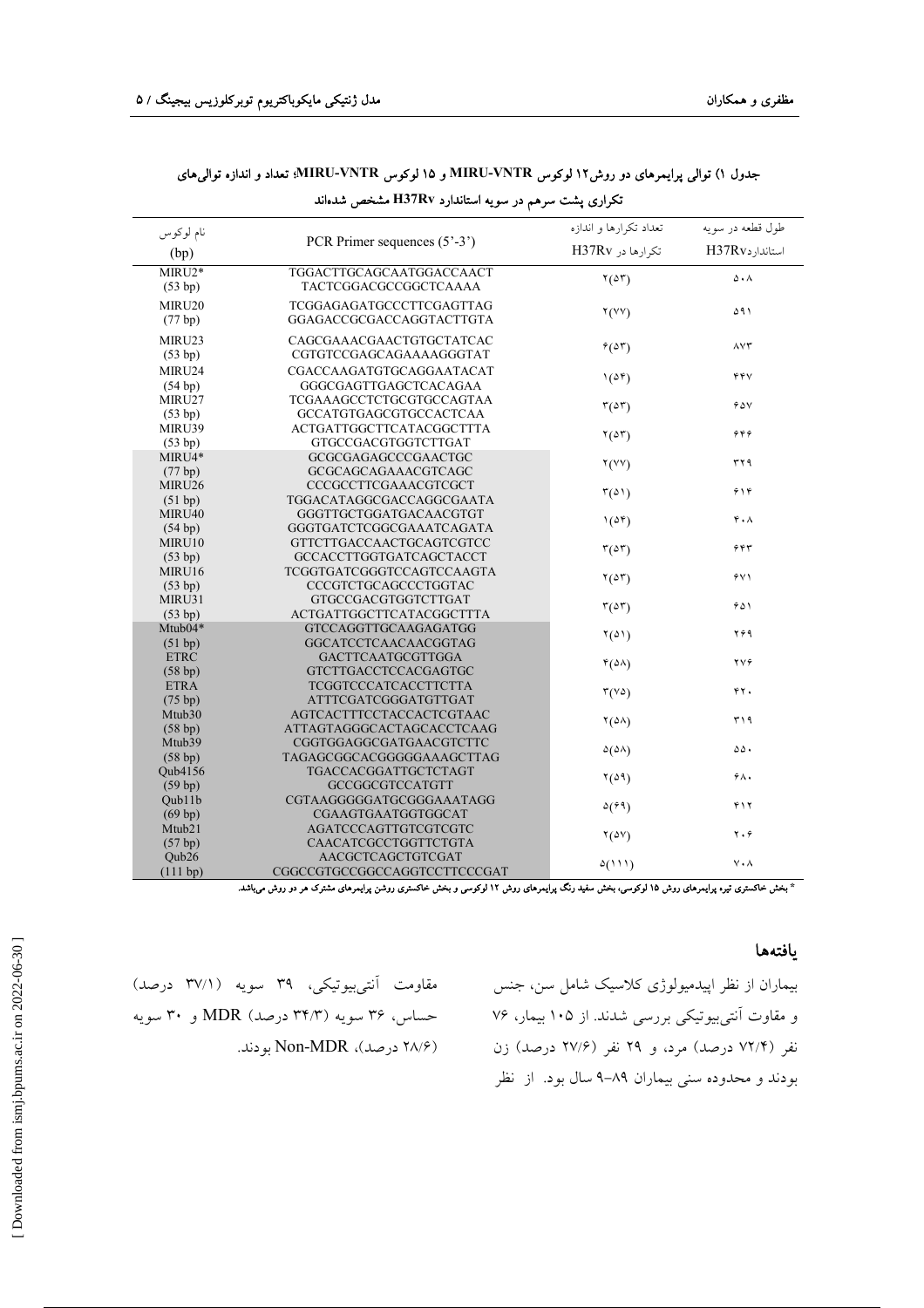جدول ۱) توالی پرایمرهای دو روش۱۲ لوکوس MIRU-VNTR و ۱۵ لوکوس MIRU-VNTR؛ تعداد و اندازه توالی‌های تکراری پشت سرهم در سویه استاندارد H37Rv مشخص شده‌اند

| نام لوکوس (bp) | PCR Primer sequences (5'-3') | تعداد تکرارها و اندازه تکرارها در H37Rv | طول قطعه در سویه استانداردH37Rv |
|---|---|---|---|
| MIRU2* (53 bp) | TGGACTTGCAGCAATGGACCAACT<br>TACTCGGACGCCGGCTCAAAA | ۲(۵۳) | ۵۰۸ |
| MIRU20 (77 bp) | TCGGAGAGATGCCCTTCGAGTTAG<br>GGAGACCGCGACCAGGTACTTGTA | ۲(۷۷) | ۵۹۱ |
| MIRU23 (53 bp) | CAGCGAAACGAACTGTGCTATCAC<br>CGTGTCCGAGCAGAAAAGGGTAT | ۶(۵۳) | ۸۷۳ |
| MIRU24 (54 bp) | CGACCAAGATGTGCAGGAATACAT<br>GGGCGAGTTGAGCTCACAGAA | ۱(۵۴) | ۴۴۷ |
| MIRU27 (53 bp) | TCGAAAGCCTCTGCGTGCCAGTAA<br>GCCATGTGAGCGTGCCACTCAA | ۳(۵۳) | ۶۵۷ |
| MIRU39 (53 bp) | ACTGATTGGCTTCATACGGCTTTA<br>GTGCCGACGTGGTCTTGAT | ۲(۵۳) | ۶۴۶ |
| MIRU4* (77 bp) | GCGCGAGAGCCCGAACTGC<br>GCGCAGCAGAAACGTCAGC | ۲(۷۷) | ۳۲۹ |
| MIRU26 (51 bp) | CCCGCCTTCGAAACGTCGCT<br>TGGACATAGGCGACCAGGCGAATA | ۳(۵۱) | ۶۱۴ |
| MIRU40 (54 bp) | GGGTTGCTGGATGACAACGTGT<br>GGGTGATCTCGGCGAAATCAGATA | ۱(۵۴) | ۴۰۸ |
| MIRU10 (53 bp) | GTTCTTGACCAACTGCAGTCGTCC<br>GCCACCTTGGTGATCAGCTACCT | ۳(۵۳) | ۶۴۳ |
| MIRU16 (53 bp) | TCGGTGATCGGGTCCAGTCCAAGTA<br>CCCGTCGTGCAGCCCTGGTAC | ۲(۵۳) | ۶۷۱ |
| MIRU31 (53 bp) | GTGCCGACGTGGTCTTGAT<br>ACTGATTGGCTTCATACGGCTTTA | ۳(۵۳) | ۶۵۱ |
| Mtub04* (51 bp) | GTCCAGGTTGCAAGAGATGG<br>GGCATCCTCAACAACGGTAG | ۲(۵۱) | ۲۶۹ |
| ETRC (58 bp) | GACTTCAATGCGTTGGA<br>GTCTTGACCTCCACGAGTGC | ۴(۵۸) | ۲۷۶ |
| ETRA (75 bp) | TCGGTCCCATCACCTTCTTA<br>ATTTCGATCGGGATGTTGAT | ۳(۷۵) | ۴۲۰ |
| Mtub30 (58 bp) | AGTCACTTTCCTACCACTCGTAAC<br>ATTAGTAGGGCACTAGCACCTCAAG | ۲(۵۸) | ۳۱۹ |
| Mtub39 (58 bp) | CGGTGGAGGCGATGAACGTCTTC<br>TAGAGCGGCACGGGGGAAAGCTTAG | ۵(۵۸) | ۵۵۰ |
| Qub4156 (59 bp) | TGACCACGGATTGCTCTAGT<br>GCCGGCGTCCATGTT | ۲(۵۹) | ۶۸۰ |
| Qub11b (69 bp) | CGTAAGGGGGATGCGGGAAATAGG<br>CGAAGTGAATGGTGGCAT | ۵(۶۹) | ۴۱۲ |
| Mtub21 (57 bp) | AGATCCCAGTTGTCGTCGTC<br>CAACATCGCCTGGTTCTGTA | ۲(۵۷) | ۲۰۶ |
| Qub26 (111 bp) | AACGCTCAGCTGTCGAT<br>CGGCCGTGCCGGCCAGGTCCTTCCCGAT | ۵(۱۱۱) | ۷۰۸ |

* بخش خاکستری تیره پرایمرهای روش ۱۵ لوکوسی، بخش سفید رنگ پرایمرهای روش ۱۲ لوکوسی و بخش خاکستری روشن پرایمرهای مشترک هر دو روش می‌باشد.

## یافته‌ها

بیماران از نظر اپیدمیولوژی کلاسیک شامل سن، جنس و مقاومت آنتی‌بیوتیکی بررسی شدند. از ۱۰۵ بیمار، ۷۶ نفر (۷۲/۴ درصد) مرد، و ۲۹ نفر (۲۷/۶ درصد) زن بودند و محدوده سنی بیماران ۸۹-۹ سال بود. از نظر مقاومت آنتی‌بیوتیکی، ۳۹ سویه (۳۷/۱ درصد) حساس، ۳۶ سویه (۳۴/۳ درصد) MDR و ۳۰ سویه (۲۸/۶ درصد)، Non-MDR بودند.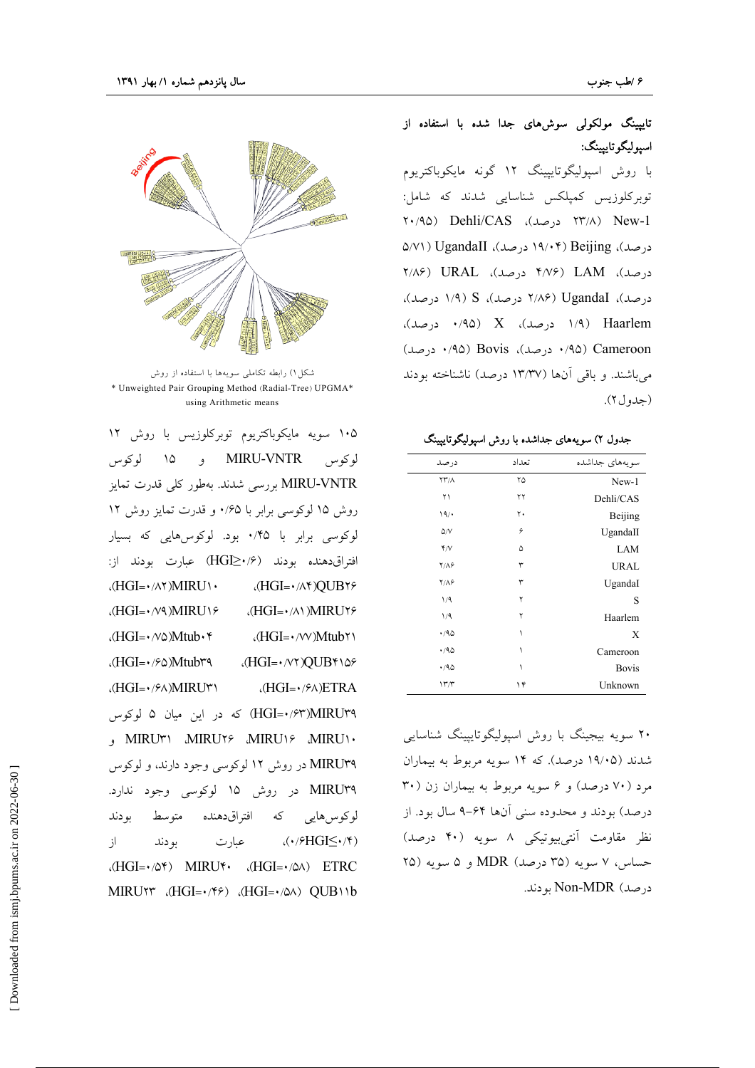### تایپینگ مولکولی سوش‌های جدا شده با استفاده از اسپولیگوتایپینگ:

با روش اسپولیگوتایپینگ ۱۲ گونه مایکوباکتریوم توبرکلوزیس کمپلکس شناسایی شدند که شامل: New-1 (۲۳/۸ درصد)، Dehli/CAS (۲۰/۹۵ درصد)، Beijing (۱۹/۰۴ درصد)، UgandaII (۵/۷۱ درصد)، LAM (۴/۷۶ درصد)، URAL (۲/۸۶ درصد)، UgandaI (۲/۸۶ درصد)، S (۱/۹ درصد)، Haarlem (۱/۹ درصد)، X (۰/۹۵ درصد)، Cameroon (۰/۹۵ درصد)، Bovis (۰/۹۵ درصد) می‌باشند. و باقی آنها (۱۳/۳۷ درصد) ناشناخته بودند (جدول۲).

**جدول ۲) سویه‌های جداشده با روش اسپولیگوتایپینگ**

| سویه‌های جداشده | تعداد | درصد |
|---|---|---|
| New-1 | ۲۵ | ۲۳/۸ |
| Dehli/CAS | ۲۲ | ۲۱ |
| Beijing | ۲۰ | ۱۹/۰ |
| UgandaII | ۶ | ۵/۷ |
| LAM | ۵ | ۴/۷ |
| URAL | ۳ | ۲/۸۶ |
| UgandaI | ۳ | ۲/۸۶ |
| S | ۲ | ۱/۹ |
| Haarlem | ۲ | ۱/۹ |
| X | ۱ | ۰/۹۵ |
| Cameroon | ۱ | ۰/۹۵ |
| Bovis | ۱ | ۰/۹۵ |
| Unknown | ۱۴ | ۱۳/۳ |

۲۰ سویه بیجینگ با روش اسپولیگوتایپینگ شناسایی شدند (۱۹/۰۵ درصد). که ۱۴ سویه مربوط به بیماران مرد (۷۰ درصد) و ۶ سویه مربوط به بیماران زن (۳۰ درصد) بودند و محدوده سنی آنها ۶۴–۹ سال بود. از نظر مقاومت آنتی‌بیوتیکی ۸ سویه (۴۰ درصد) حساس، ۷ سویه (۳۵ درصد) MDR و ۵ سویه (۲۵ درصد) Non-MDR بودند.

شکل ۱) رابطه تکاملی سویه‌ها با استفاده از روش
* Unweighted Pair Grouping Method (Radial-Tree) UPGMA* using Arithmetic means

۱۰۵ سویه مایکوباکتریوم توبرکلوزیس با روش ۱۲ لوکوس MIRU-VNTR و ۱۵ لوکوس MIRU-VNTR بررسی شدند. به‌طور کلی قدرت تمایز روش ۱۵ لوکوسی برابر با ۰/۶۵ و قدرت تمایز روش ۱۲ لوکوسی برابر با ۰/۴۵ بود. لوکوس‌هایی که بسیار افتراق‌دهنده بودند (HGI≥۰/۶) عبارت بودند از: QUB26(HGI=۰/۸۴)، MIRU10(HGI=۰/۸۲)، MIRU26(HGI=۰/۸۱)، MIRU16(HGI=۰/۷۹)، Mtub21(HGI=۰/۷۷)، Mtub04(HGI=۰/۷۵)، QUB4156(HGI=۰/۷۲)، Mtub39(HGI=۰/۶۵)، ETRA(HGI=۰/۶۸)، MIRU31(HGI=۰/۶۸)، MIRU39(HGI=۰/۶۳) که در این میان ۵ لوکوس MIRU10، MIRU16، MIRU26، MIRU31 و MIRU39 در روش ۱۲ لوکوسی وجود دارند، و لوکوس MIRU39 در روش ۱۵ لوکوسی وجود ندارد. لوکوس‌هایی که افتراق‌دهنده متوسط بودند (۰/۶HGI≤۰/۴)، عبارت بودند از ETRC (HGI=۰/۵۸)، MIRU40 (HGI=۰/۵۴)، QUB11b (HGI=۰/۵۸)، (HGI=۰/۴۶) MIRU23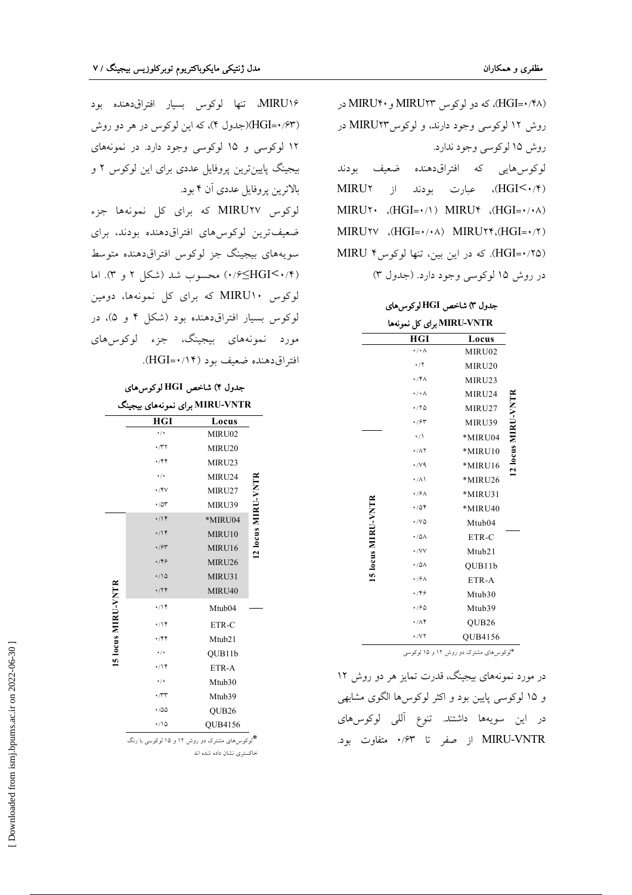(HGI=۰/۴۸)، که دو لوکوس MIRU۲۳ و MIRU۴۰ در روش ۱۲ لوکوسی وجود دارند، و لوکوس MIRU۲۳ در روش ۱۵ لوکوسی وجود ندارد.

لوکوس‌هایی که افتراق‌دهنده ضعیف بودند (HGI<۰/۴)، عبارت بودند از MIRU۲ (HGI=۰/۰۸)، MIRU۴ (HGI=۰/۱)، MIRU۲۰ (HGI=۰/۲)، MIRU۲۴ (HGI=۰/۰۸)، MIRU۲۷ (HGI=۰/۲۵). که در این بین، تنها لوکوس MIRU ۴ در روش ۱۵ لوکوسی وجود دارد. (جدول ۳)

**جدول ۳) شاخص HGI لوکوس‌های MIRU-VNTR برای کل نمونه‌ها**

| | | Locus | HGI |
|---|---|---|---|
| | 12 locus MIRU-VNTR | MIRU02 | ۰/۰۸ |
| | | MIRU20 | ۰/۲ |
| | | MIRU23 | ۰/۴۸ |
| | | MIRU24 | ۰/۰۸ |
| | | MIRU27 | ۰/۲۵ |
| | | MIRU39 | ۰/۶۳ |
| 15 locus MIRU-VNTR | | *MIRU04 | ۰/۱ |
| | | *MIRU10 | ۰/۸۲ |
| | | *MIRU16 | ۰/۷۹ |
| | | *MIRU26 | ۰/۸۱ |
| | | *MIRU31 | ۰/۶۸ |
| | | *MIRU40 | ۰/۵۴ |
| | | Mtub04 | ۰/۷۵ |
| | | ETR-C | ۰/۵۸ |
| | | Mtub21 | ۰/۷۷ |
| | | QUB11b | ۰/۵۸ |
| | | ETR-A | ۰/۶۸ |
| | | Mtub30 | ۰/۴۶ |
| | | Mtub39 | ۰/۶۵ |
| | | QUB26 | ۰/۸۴ |
| | | QUB4156 | ۰/۷۲ |

*لوکوس‌های مشترک دو روش ۱۲ و ۱۵ لوکوسی

در مورد نمونه‌های بیجینگ، قدرت تمایز هر دو روش ۱۲ و ۱۵ لوکوسی پایین بود و اکثر لوکوس‌ها الگوی مشابهی در این سویه‌ها داشتند. تنوع آللی لوکوس‌های MIRU-VNTR از صفر تا ۰/۶۳ متفاوت بود.

MIRU۱۶، تنها لوکوس بسیار افتراق‌دهنده بود (HGI=۰/۶۳)(جدول ۴)، که این لوکوس در هر دو روش ۱۲ لوکوسی و ۱۵ لوکوسی وجود دارد. در نمونه‌های بیجینگ پایین‌ترین پروفایل عددی برای این لوکوس ۲ و بالاترین پروفایل عددی آن ۴ بود.

لوکوس MIRU۲۷ که برای کل نمونه‌ها جزء ضعیف‌ترین لوکوس‌های افتراق‌دهنده بودند، برای سویه‌های بیجینگ جز لوکوس افتراق‌دهنده متوسط (۰/۶≥HGI≥۰/۴) محسوب شد (شکل ۲ و ۳). اما لوکوس MIRU۱۰ که برای کل نمونه‌ها، دومین لوکوس بسیار افتراق‌دهنده بود (شکل ۴ و ۵)، در مورد نمونه‌های بیجینگ، جزء لوکوس‌های افتراق‌دهنده ضعیف بود (HGI=۰/۱۴).

**جدول ۴) شاخص HGI لوکوس‌های MIRU-VNTR برای نمونه‌های بیجینگ**

| | | Locus | HGI |
|---|---|---|---|
| | 12 locus MIRU-VNTR | MIRU02 | ۰/۰ |
| | | MIRU20 | ۰/۳۲ |
| | | MIRU23 | ۰/۴۴ |
| | | MIRU24 | ۰/۰ |
| | | MIRU27 | ۰/۴۷ |
| | | MIRU39 | ۰/۵۳ |
| 15 locus MIRU-VNTR | | *MIRU04 | ۰/۱۴ |
| | | MIRU10 | ۰/۱۴ |
| | | MIRU16 | ۰/۶۳ |
| | | MIRU26 | ۰/۴۶ |
| | | MIRU31 | ۰/۱۵ |
| | | MIRU40 | ۰/۲۴ |
| | | Mtub04 | ۰/۱۴ |
| | | ETR-C | ۰/۱۴ |
| | | Mtub21 | ۰/۴۴ |
| | | QUB11b | ۰/۰ |
| | | ETR-A | ۰/۱۴ |
| | | Mtub30 | ۰/۰ |
| | | Mtub39 | ۰/۳۳ |
| | | QUB26 | ۰/۵۵ |
| | | QUB4156 | ۰/۱۵ |

*لوکوس‌های مشترک دو روش ۱۲ و ۱۵ لوکوسی با رنگ خاکستری نشان داده شده اند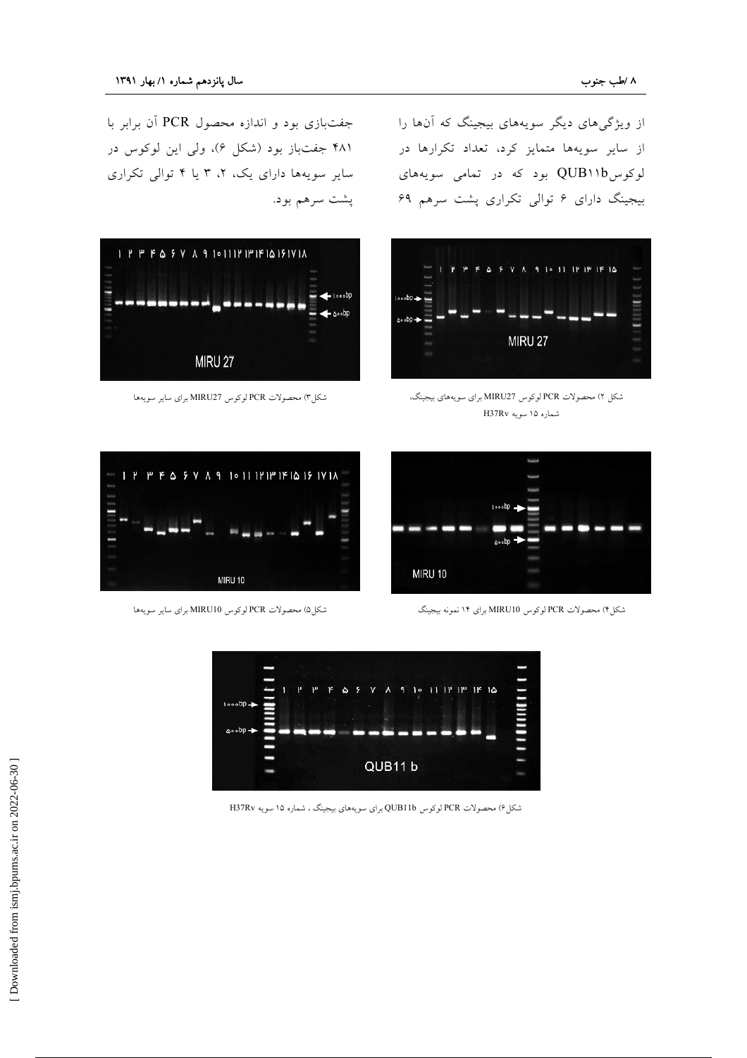از ویژگی‌های دیگر سویه‌های بیجینگ که آن‌ها را از سایر سویه‌ها متمایز کرد، تعداد تکرارها در لوکوسQUB۱۱b بود که در تمامی سویه‌های بیجینگ دارای ۶ توالی تکراری پشت سرهم ۶۹ جفت‌بازی بود و اندازه محصول PCR آن برابر با ۴۸۱ جفت‌باز بود (شکل ۶)، ولی این لوکوس در سایر سویه‌ها دارای یک، ۲، ۳ یا ۴ توالی تکراری پشت سرهم بود.

شکل ۲) محصولات PCR لوکوس MIRU27 برای سویه‌های بیجینگ، شماره ۱۵ سویه H37Rv

شکل۳) محصولات PCR لوکوس MIRU27 برای سایر سویه‌ها

شکل۴) محصولات PCR لوکوس MIRU10 برای ۱۴ نمونه بیجینگ

شکل۵) محصولات PCR لوکوس MIRU10 برای سایر سویه‌ها

شکل۶) محصولات PCR لوکوس QUB11b برای سویه‌های بیجینگ ، شماره ۱۵ سویه H37Rv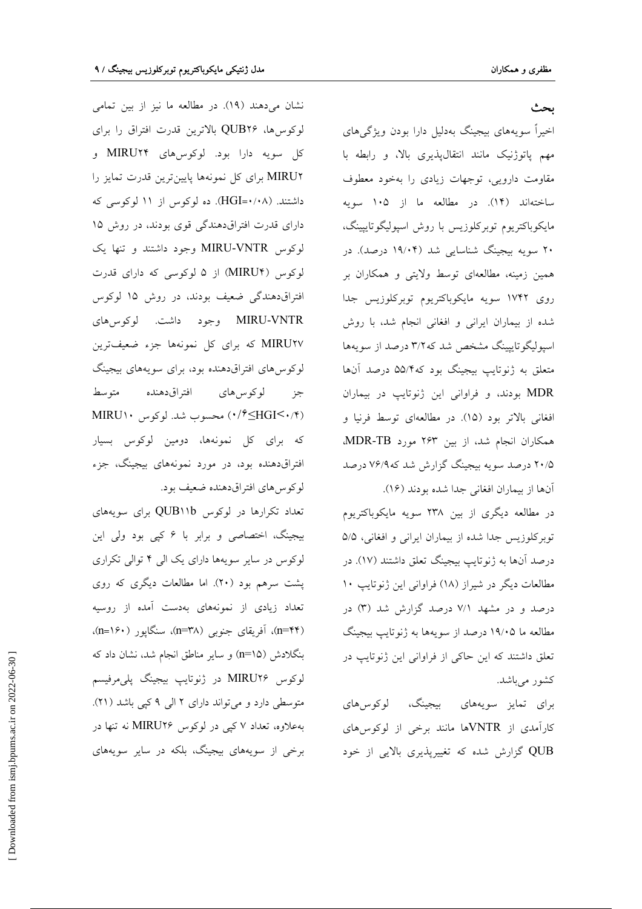## بحث

اخیراً سویه‌های بیجینگ به‌دلیل دارا بودن ویژگی‌های مهم پاتوژنیک مانند انتقال‌پذیری بالا، و رابطه با مقاومت دارویی، توجهات زیادی را به‌خود معطوف ساخته‌اند (۱۴). در مطالعه ما از ۱۰۵ سویه مایکوباکتریوم توبرکلوزیس با روش اسپولیگوتایپینگ، ۲۰ سویه بیجینگ شناسایی شد (۱۹/۰۴ درصد). در همین زمینه، مطالعه‌ای توسط ولایتی و همکاران بر روی ۱۷۴۲ سویه مایکوباکتریوم توبرکلوزیس جدا شده از بیماران ایرانی و افغانی انجام شد، با روش اسپولیگوتایپینگ مشخص شد که۳/۲ درصد از سویه‌ها متعلق به ژنوتایپ بیجینگ بود که۵۵/۴ درصد آن‌ها MDR بودند، و فراوانی این ژنوتایپ در بیماران افغانی بالاتر بود (۱۵). در مطالعه‌ای توسط فرنیا و همکاران انجام شد، از بین ۲۶۳ مورد MDR-TB، ۲۰/۵ درصد سویه بیجینگ گزارش شد که۷۶/۹ درصد آن‌ها از بیماران افغانی جدا شده بودند (۱۶).

در مطالعه دیگری از بین ۲۳۸ سویه مایکوباکتریوم توبرکلوزیس جدا شده از بیماران ایرانی و افغانی، ۵/۵ درصد آن‌ها به ژنوتایپ بیجینگ تعلق داشتند (۱۷). در مطالعات دیگر در شیراز (۱۸) فراوانی این ژنوتایپ ۱۰ درصد و در مشهد ۷/۱ درصد گزارش شد (۳) در مطالعه ما ۱۹/۰۵ درصد از سویه‌ها به ژنوتایپ بیجینگ تعلق داشتند که این حاکی از فراوانی این ژنوتایپ در کشور می‌باشد.

برای تمایز سویه‌های بیجینگ، لوکوس‌های کارآمدی از VNTRها مانند برخی از لوکوس‌های QUB گزارش شده که تغییرپذیری بالایی از خود نشان می‌دهند (۱۹). در مطالعه ما نیز از بین تمامی لوکوس‌ها، QUB۲۶ بالاترین قدرت افتراق را برای کل سویه دارا بود. لوکوس‌های MIRU۲۴ و MIRU۲ برای کل نمونه‌ها پایین‌ترین قدرت تمایز را داشتند. (HGI=۰/۰۸). ده لوکوس از ۱۱ لوکوسی که دارای قدرت افتراق‌دهندگی قوی بودند، در روش ۱۵ لوکوس MIRU-VNTR وجود داشتند و تنها یک لوکوس (MIRU۴) از ۵ لوکوسی که دارای قدرت افتراق‌دهندگی ضعیف بودند، در روش ۱۵ لوکوس MIRU-VNTR وجود داشت. لوکوس‌های MIRU۲۷ که برای کل نمونه‌ها جزء ضعیف‌ترین لوکوس‌های افتراق‌دهنده بود، برای سویه‌های بیجینگ جز لوکوس‌های افتراق‌دهنده متوسط (۰/۶≤HGI<۰/۴) محسوب شد. لوکوس MIRU۱۰ که برای کل نمونه‌ها، دومین لوکوس بسیار افتراق‌دهنده بود، در مورد نمونه‌های بیجینگ، جزء لوکوس‌های افتراق‌دهنده ضعیف بود.

تعداد تکرارها در لوکوس QUB۱۱b برای سویه‌های بیجینگ، اختصاصی و برابر با ۶ کپی بود ولی این لوکوس در سایر سویه‌ها دارای یک الی ۴ توالی تکراری پشت سرهم بود (۲۰). اما مطالعات دیگری که روی تعداد زیادی از نمونه‌های به‌دست آمده از روسیه (n=۴۴)، آفریقای جنوبی (n=۳۸)، سنگاپور (n=۱۶۰)، بنگلادش (n=۱۵) و سایر مناطق انجام شد، نشان داد که لوکوس MIRU۲۶ در ژنوتایپ بیجینگ پلی‌مرفیسم متوسطی دارد و می‌تواند دارای ۲ الی ۹ کپی باشد (۲۱). به‌علاوه، تعداد ۷ کپی در لوکوس MIRU۲۶ نه تنها در برخی از سویه‌های بیجینگ، بلکه در سایر سویه‌های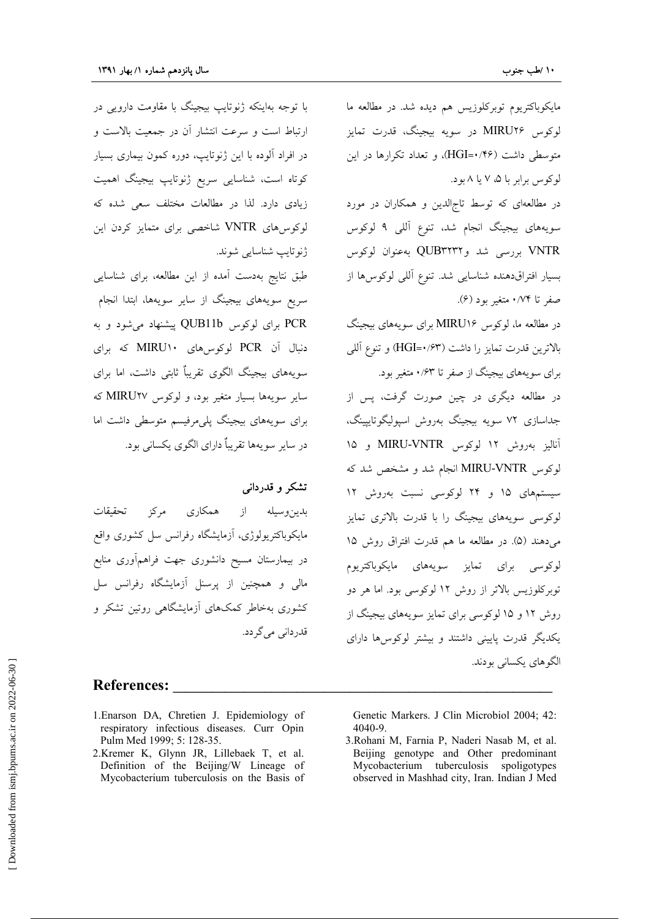مایکوباکتریوم توبرکلوزیس هم دیده شد. در مطالعه ما لوکوس MIRU۲۶ در سویه بیجینگ، قدرت تمایز متوسطی داشت (HGI=۰/۴۶)، و تعداد تکرارها در این لوکوس برابر با ۵، ۷ یا ۸ بود.

در مطالعه‌ای که توسط تاج‌الدین و همکاران در مورد سویه‌های بیجینگ انجام شد، تنوع آللی ۹ لوکوس VNTR بررسی شد و QUB۳۲۳۲ به‌عنوان لوکوس بسیار افتراق‌دهنده شناسایی شد. تنوع آللی لوکوس‌ها از صفر تا ۰/۷۴ متغیر بود (۶).

در مطالعه ما، لوکوس MIRU۱۶ برای سویه‌های بیجینگ بالاترین قدرت تمایز را داشت (HGI=۰/۶۳) و تنوع آللی برای سویه‌های بیجینگ از صفر تا ۰/۶۳ متغیر بود.

در مطالعه دیگری در چین صورت گرفت، پس از جداسازی ۷۲ سویه بیجینگ به‌روش اسپولیگوتایپینگ، آنالیز به‌روش ۱۲ لوکوس MIRU-VNTR و ۱۵ لوکوس MIRU-VNTR انجام شد و مشخص شد که سیستم‌های ۱۵ و ۲۴ لوکوسی نسبت به‌روش ۱۲ لوکوسی سویه‌های بیجینگ را با قدرت بالاتری تمایز می‌دهند (۵). در مطالعه ما هم قدرت افتراق روش ۱۵ لوکوسی برای تمایز سویه‌های مایکوباکتریوم توبرکلوزیس بالاتر از روش ۱۲ لوکوسی بود. اما هر دو روش ۱۲ و ۱۵ لوکوسی برای تمایز سویه‌های بیجینگ از یکدیگر قدرت پایینی داشتند و بیشتر لوکوس‌ها دارای الگوهای یکسانی بودند.

با توجه به‌اینکه ژنوتایپ بیجینگ با مقاومت دارویی در ارتباط است و سرعت انتشار آن در جمعیت بالاست و در افراد آلوده با این ژنوتایپ، دوره کمون بیماری بسیار کوتاه است، شناسایی سریع ژنوتایپ بیجینگ اهمیت زیادی دارد. لذا در مطالعات مختلف سعی شده که لوکوس‌های VNTR شاخصی برای متمایز کردن این ژنوتایپ شناسایی شوند.

طبق نتایج به‌دست آمده از این مطالعه، برای شناسایی سریع سویه‌های بیجینگ از سایر سویه‌ها، ابتدا انجام PCR برای لوکوس QUB11b پیشنهاد می‌شود و به دنبال آن PCR لوکوس‌های MIRU۱۰ که برای سویه‌های بیجینگ الگوی تقریباً ثابتی داشت، اما برای سایر سویه‌ها بسیار متغیر بود، و لوکوس MIRU۲۷ که برای سویه‌های بیجینگ پلی‌مرفیسم متوسطی داشت اما در سایر سویه‌ها تقریباً دارای الگوی یکسانی بود.

## تشکر و قدردانی

بدین‌وسیله از همکاری مرکز تحقیقات مایکوباکتریولوژی، آزمایشگاه رفرانس سل کشوری واقع در بیمارستان مسیح دانشوری جهت فراهم‌آوری منابع مالی و همچنین از پرسنل آزمایشگاه رفرانس سل کشوری به‌خاطر کمک‌های آزمایشگاهی روتین تشکر و قدردانی می‌گردد.

## References:

1. Enarson DA, Chretien J. Epidemiology of respiratory infectious diseases. Curr Opin Pulm Med 1999; 5: 128-35.
2. Kremer K, Glynn JR, Lillebaek T, et al. Definition of the Beijing/W Lineage of Mycobacterium tuberculosis on the Basis of Genetic Markers. J Clin Microbiol 2004; 42: 4040-9.
3. Rohani M, Farnia P, Naderi Nasab M, et al. Beijing genotype and Other predominant Mycobacterium tuberculosis spoligotypes observed in Mashhad city, Iran. Indian J Med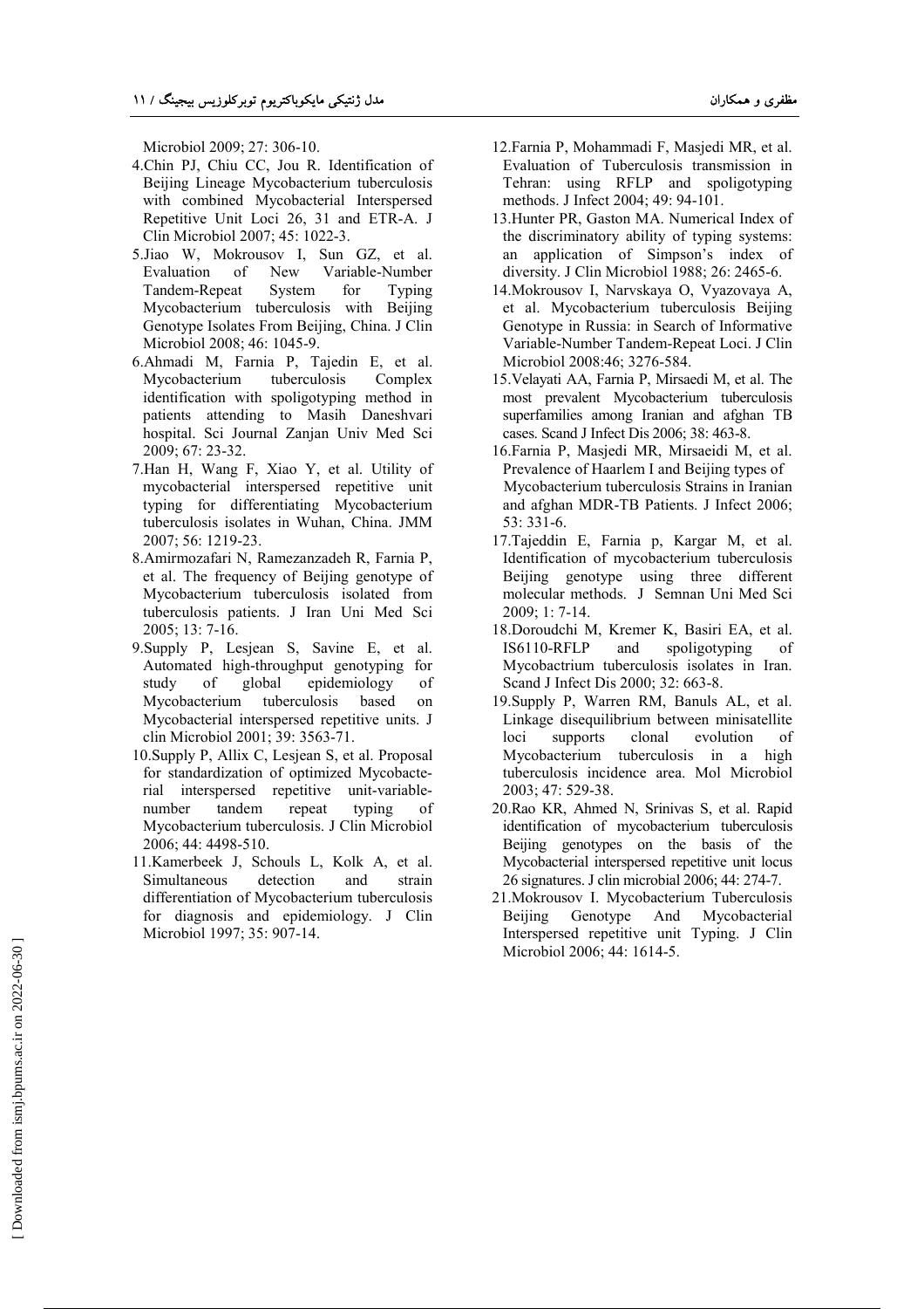Microbiol 2009; 27: 306-10.

4. Chin PJ, Chiu CC, Jou R. Identification of Beijing Lineage Mycobacterium tuberculosis with combined Mycobacterial Interspersed Repetitive Unit Loci 26, 31 and ETR-A. J Clin Microbiol 2007; 45: 1022-3.
5. Jiao W, Mokrousov I, Sun GZ, et al. Evaluation of New Variable-Number Tandem-Repeat System for Typing Mycobacterium tuberculosis with Beijing Genotype Isolates From Beijing, China. J Clin Microbiol 2008; 46: 1045-9.
6. Ahmadi M, Farnia P, Tajedin E, et al. Mycobacterium tuberculosis Complex identification with spoligotyping method in patients attending to Masih Daneshvari hospital. Sci Journal Zanjan Univ Med Sci 2009; 67: 23-32.
7. Han H, Wang F, Xiao Y, et al. Utility of mycobacterial interspersed repetitive unit typing for differentiating Mycobacterium tuberculosis isolates in Wuhan, China. JMM 2007; 56: 1219-23.
8. Amirmozafari N, Ramezanzadeh R, Farnia P, et al. The frequency of Beijing genotype of Mycobacterium tuberculosis isolated from tuberculosis patients. J Iran Uni Med Sci 2005; 13: 7-16.
9. Supply P, Lesjean S, Savine E, et al. Automated high-throughput genotyping for study of global epidemiology of Mycobacterium tuberculosis based on Mycobacterial interspersed repetitive units. J clin Microbiol 2001; 39: 3563-71.
10. Supply P, Allix C, Lesjean S, et al. Proposal for standardization of optimized Mycobacterial interspersed repetitive unit-variable-number tandem repeat typing of Mycobacterium tuberculosis. J Clin Microbiol 2006; 44: 4498-510.
11. Kamerbeek J, Schouls L, Kolk A, et al. Simultaneous detection and strain differentiation of Mycobacterium tuberculosis for diagnosis and epidemiology. J Clin Microbiol 1997; 35: 907-14.
12. Farnia P, Mohammadi F, Masjedi MR, et al. Evaluation of Tuberculosis transmission in Tehran: using RFLP and spoligotyping methods. J Infect 2004; 49: 94-101.
13. Hunter PR, Gaston MA. Numerical Index of the discriminatory ability of typing systems: an application of Simpson's index of diversity. J Clin Microbiol 1988; 26: 2465-6.
14. Mokrousov I, Narvskaya O, Vyazovaya A, et al. Mycobacterium tuberculosis Beijing Genotype in Russia: in Search of Informative Variable-Number Tandem-Repeat Loci. J Clin Microbiol 2008:46; 3276-584.
15. Velayati AA, Farnia P, Mirsaedi M, et al. The most prevalent Mycobacterium tuberculosis superfamilies among Iranian and afghan TB cases. Scand J Infect Dis 2006; 38: 463-8.
16. Farnia P, Masjedi MR, Mirsaeidi M, et al. Prevalence of Haarlem I and Beijing types of Mycobacterium tuberculosis Strains in Iranian and afghan MDR-TB Patients. J Infect 2006; 53: 331-6.
17. Tajeddin E, Farnia p, Kargar M, et al. Identification of mycobacterium tuberculosis Beijing genotype using three different molecular methods. J Semnan Uni Med Sci 2009; 1: 7-14.
18. Doroudchi M, Kremer K, Basiri EA, et al. IS6110-RFLP and spoligotyping of Mycobactrium tuberculosis isolates in Iran. Scand J Infect Dis 2000; 32: 663-8.
19. Supply P, Warren RM, Banuls AL, et al. Linkage disequilibrium between minisatellite loci supports clonal evolution of Mycobacterium tuberculosis in a high tuberculosis incidence area. Mol Microbiol 2003; 47: 529-38.
20. Rao KR, Ahmed N, Srinivas S, et al. Rapid identification of mycobacterium tuberculosis Beijing genotypes on the basis of the Mycobactrial interspersed repetitive unit locus 26 signatures. J clin microbial 2006; 44: 274-7.
21. Mokrousov I. Mycobacterium Tuberculosis Beijing Genotype And Mycobacterial Interspersed repetitive unit Typing. J Clin Microbiol 2006; 44: 1614-5.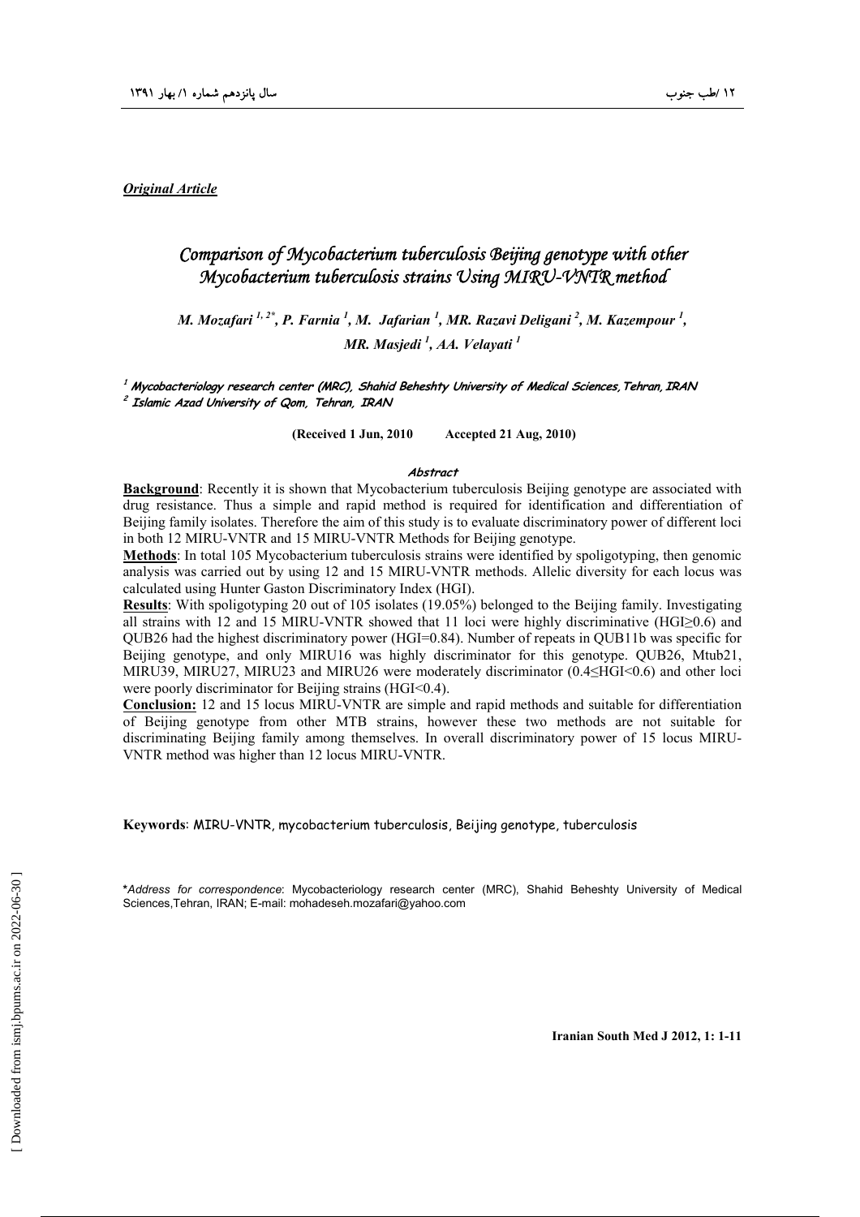*Original Article*

# Comparison of Mycobacterium tuberculosis Beijing genotype with other Mycobacterium tuberculosis strains Using MIRU-VNTR method

*M. Mozafari [1,2*], P. Farnia [1], M. Jafarian [1], MR. Razavi Deligani [2], M. Kazempour [1], MR. Masjedi [1], AA. Velayati [1]*

[1] Mycobacteriology research center (MRC), Shahid Beheshty University of Medical Sciences, Tehran, IRAN
[2] Islamic Azad University of Qom, Tehran, IRAN

**(Received 1 Jun, 2010 Accepted 21 Aug, 2010)**

## Abstract

**Background**: Recently it is shown that Mycobacterium tuberculosis Beijing genotype are associated with drug resistance. Thus a simple and rapid method is required for identification and differentiation of Beijing family isolates. Therefore the aim of this study is to evaluate discriminatory power of different loci in both 12 MIRU-VNTR and 15 MIRU-VNTR Methods for Beijing genotype.

**Methods**: In total 105 Mycobacterium tuberculosis strains were identified by spoligotyping, then genomic analysis was carried out by using 12 and 15 MIRU-VNTR methods. Allelic diversity for each locus was calculated using Hunter Gaston Discriminatory Index (HGI).

**Results**: With spoligotyping 20 out of 105 isolates (19.05%) belonged to the Beijing family. Investigating all strains with 12 and 15 MIRU-VNTR showed that 11 loci were highly discriminative (HGI≥0.6) and QUB26 had the highest discriminatory power (HGI=0.84). Number of repeats in QUB11b was specific for Beijing genotype, and only MIRU16 was highly discriminator for this genotype. QUB26, Mtub21, MIRU39, MIRU27, MIRU23 and MIRU26 were moderately discriminator (0.4≤HGI<0.6) and other loci were poorly discriminator for Beijing strains (HGI<0.4).

**Conclusion:** 12 and 15 locus MIRU-VNTR are simple and rapid methods and suitable for differentiation of Beijing genotype from other MTB strains, however these two methods are not suitable for discriminating Beijing family among themselves. In overall discriminatory power of 15 locus MIRU-VNTR method was higher than 12 locus MIRU-VNTR.

**Keywords**: MIRU-VNTR, mycobacterium tuberculosis, Beijing genotype, tuberculosis

*\*Address for correspondence*: Mycobacteriology research center (MRC), Shahid Beheshty University of Medical Sciences, Tehran, IRAN; E-mail: mohadeseh.mozafari@yahoo.com